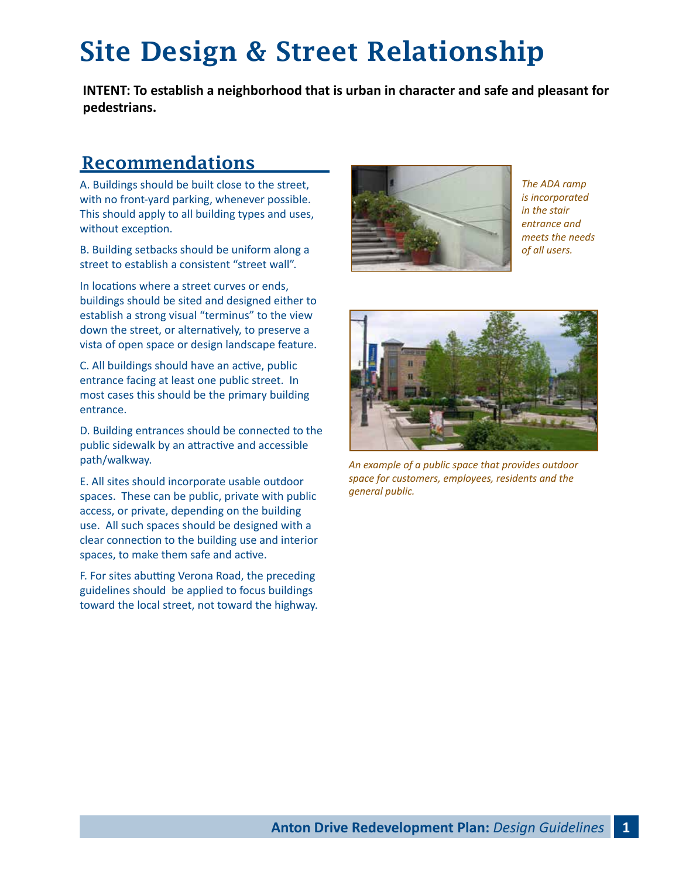# Site Design & Street Relationship

**INTENT: To establish a neighborhood that is urban in character and safe and pleasant for pedestrians.**

## Recommendations

A. Buildings should be built close to the street, with no front-yard parking, whenever possible. This should apply to all building types and uses, without exception.

B. Building setbacks should be uniform along a street to establish a consistent "street wall".

In locations where a street curves or ends, buildings should be sited and designed either to establish a strong visual "terminus" to the view down the street, or alternatively, to preserve a vista of open space or design landscape feature.

C. All buildings should have an active, public entrance facing at least one public street. In most cases this should be the primary building entrance.

D. Building entrances should be connected to the public sidewalk by an attractive and accessible path/walkway.

E. All sites should incorporate usable outdoor spaces. These can be public, private with public access, or private, depending on the building use. All such spaces should be designed with a clear connection to the building use and interior spaces, to make them safe and active.

F. For sites abutting Verona Road, the preceding guidelines should be applied to focus buildings toward the local street, not toward the highway.

*The ADA ramp is incorporated in the stair entrance and meets the needs of all users.*

*An example of a public space that provides outdoor space for customers, employees, residents and the general public.*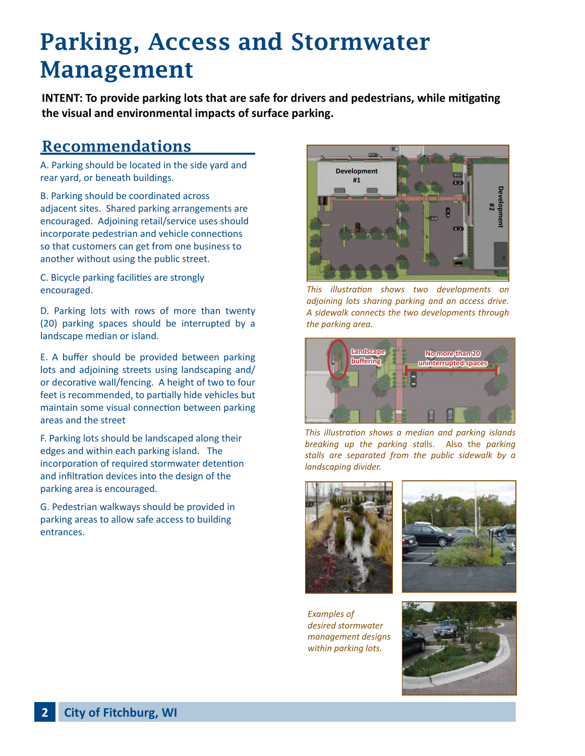# Parking, Access and Stormwater Management

**INTENT: To provide parking lots that are safe for drivers and pedestrians, while mitigating the visual and environmental impacts of surface parking.**

## Recommendations

A. Parking should be located in the side yard and rear yard, or beneath buildings.

B. Parking should be coordinated across adjacent sites. Shared parking arrangements are encouraged. Adjoining retail/service uses should incorporate pedestrian and vehicle connections so that customers can get from one business to another without using the public street.

C. Bicycle parking facilities are strongly encouraged.

D. Parking lots with rows of more than twenty (20) parking spaces should be interrupted by a landscape median or island.

E. A buffer should be provided between parking lots and adjoining streets using landscaping and/or decorative wall/fencing. A height of two to four feet is recommended, to partially hide vehicles but maintain some visual connection between parking areas and the street

F. Parking lots should be landscaped along their edges and within each parking island. The incorporation of required stormwater detention and infiltration devices into the design of the parking area is encouraged.

G. Pedestrian walkways should be provided in parking areas to allow safe access to building entrances.

*This illustration shows two developments on adjoining lots sharing parking and an access drive. A sidewalk connects the two developments through the parking area.*

*This illustration shows a median and parking islands breaking up the parking stalls. Also the parking stalls are separated from the public sidewalk by a landscaping divider.*

*Examples of desired stormwater management designs within parking lots.*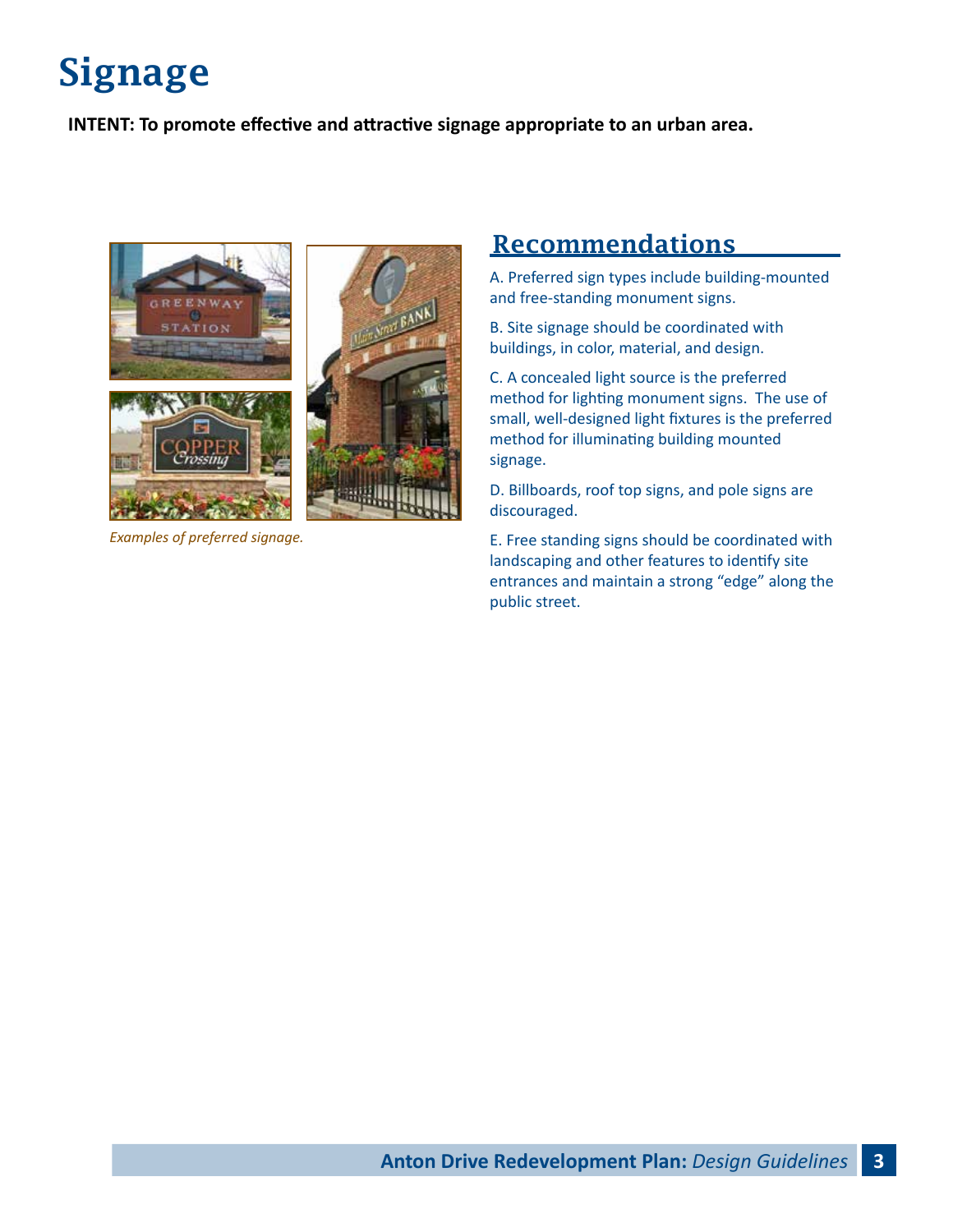# Signage

**INTENT: To promote effective and attractive signage appropriate to an urban area.**

*Examples of preferred signage.*

## Recommendations

A. Preferred sign types include building-mounted and free-standing monument signs.

B. Site signage should be coordinated with buildings, in color, material, and design.

C. A concealed light source is the preferred method for lighting monument signs. The use of small, well-designed light fixtures is the preferred method for illuminating building mounted signage.

D. Billboards, roof top signs, and pole signs are discouraged.

E. Free standing signs should be coordinated with landscaping and other features to identify site entrances and maintain a strong "edge" along the public street.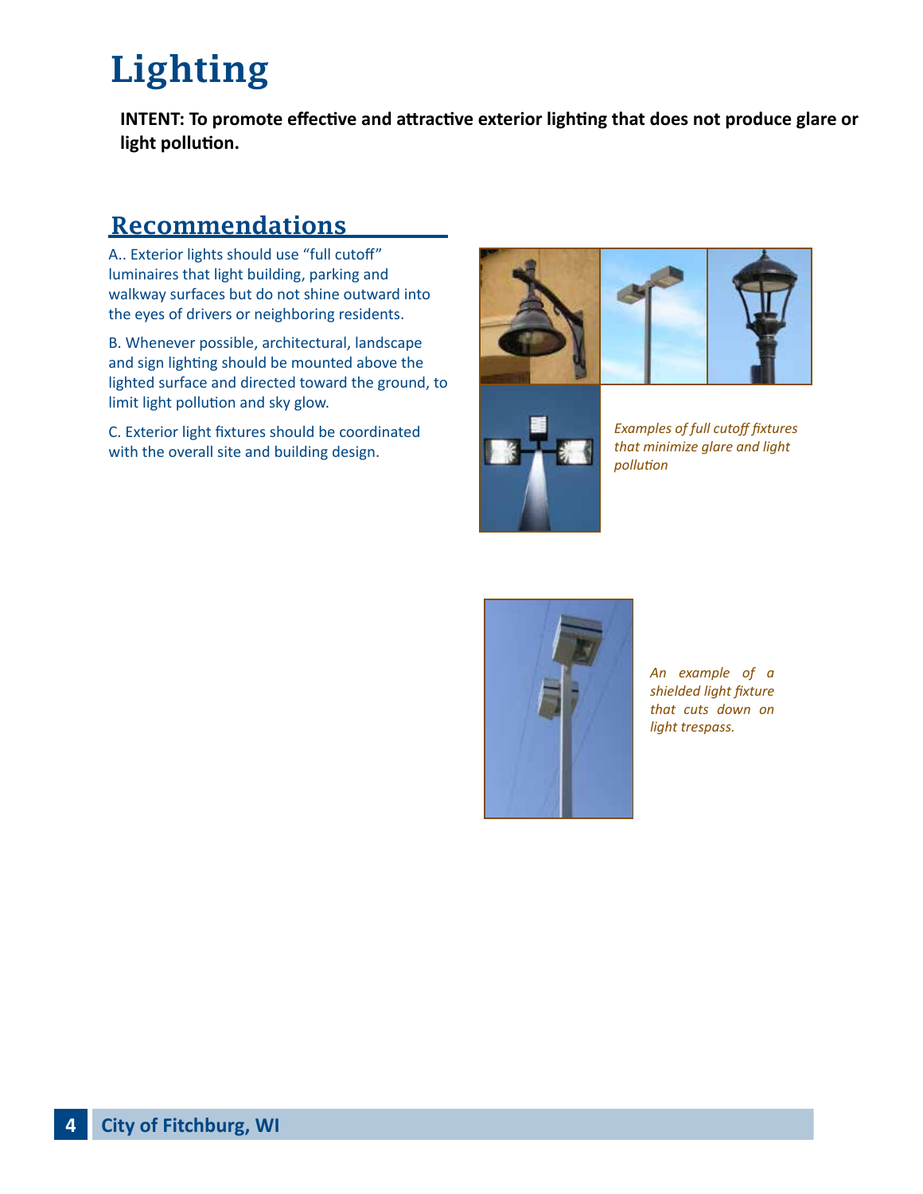# Lighting

**INTENT: To promote effective and attractive exterior lighting that does not produce glare or light pollution.**

## Recommendations

A.. Exterior lights should use "full cutoff" luminaires that light building, parking and walkway surfaces but do not shine outward into the eyes of drivers or neighboring residents.

B. Whenever possible, architectural, landscape and sign lighting should be mounted above the lighted surface and directed toward the ground, to limit light pollution and sky glow.

C. Exterior light fixtures should be coordinated with the overall site and building design.

*Examples of full cutoff fixtures that minimize glare and light pollution*

*An example of a shielded light fixture that cuts down on light trespass.*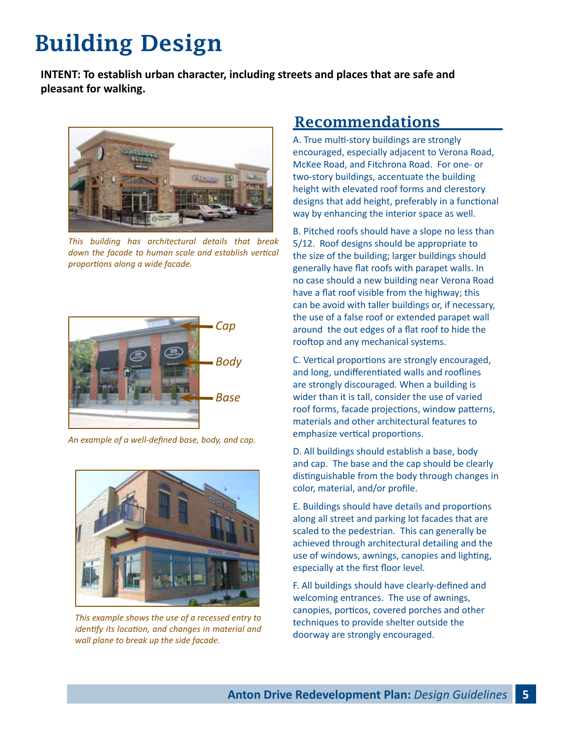# Building Design

**INTENT: To establish urban character, including streets and places that are safe and pleasant for walking.**

*This building has architectural details that break down the facade to human scale and establish vertical proportions along a wide facade.*

Cap

Body

Base

*An example of a well-defined base, body, and cap.*

*This example shows the use of a recessed entry to identify its location, and changes in material and wall plane to break up the side facade.*

## Recommendations

A. True multi-story buildings are strongly encouraged, especially adjacent to Verona Road, McKee Road, and Fitchrona Road. For one- or two-story buildings, accentuate the building height with elevated roof forms and clerestory designs that add height, preferably in a functional way by enhancing the interior space as well.

B. Pitched roofs should have a slope no less than 5/12. Roof designs should be appropriate to the size of the building; larger buildings should generally have flat roofs with parapet walls. In no case should a new building near Verona Road have a flat roof visible from the highway; this can be avoid with taller buildings or, if necessary, the use of a false roof or extended parapet wall around the out edges of a flat roof to hide the rooftop and any mechanical systems.

C. Vertical proportions are strongly encouraged, and long, undifferentiated walls and rooflines are strongly discouraged. When a building is wider than it is tall, consider the use of varied roof forms, facade projections, window patterns, materials and other architectural features to emphasize vertical proportions.

D. All buildings should establish a base, body and cap. The base and the cap should be clearly distinguishable from the body through changes in color, material, and/or profile.

E. Buildings should have details and proportions along all street and parking lot facades that are scaled to the pedestrian. This can generally be achieved through architectural detailing and the use of windows, awnings, canopies and lighting, especially at the first floor level.

F. All buildings should have clearly-defined and welcoming entrances. The use of awnings, canopies, porticos, covered porches and other techniques to provide shelter outside the doorway are strongly encouraged.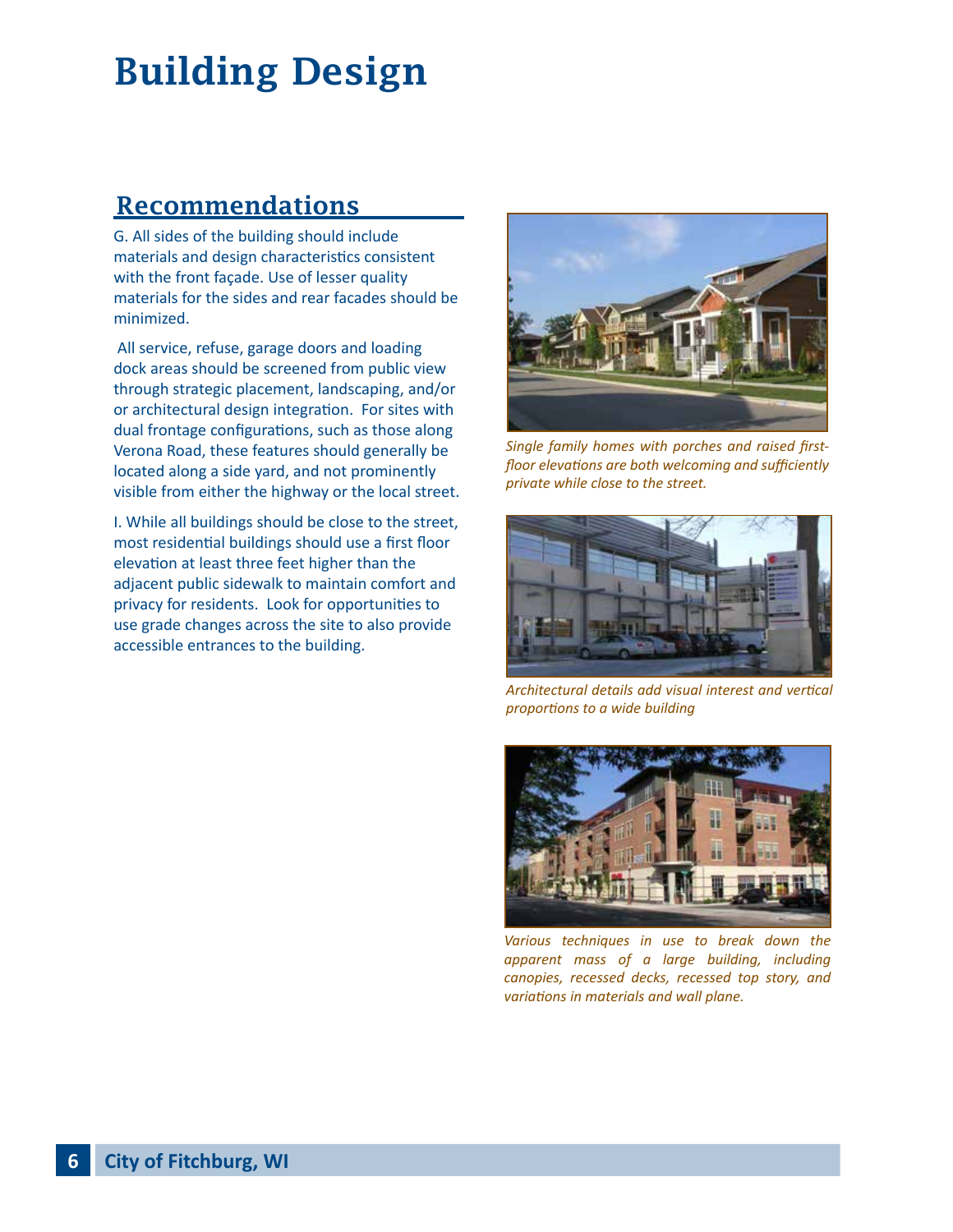# Building Design

## Recommendations

G. All sides of the building should include materials and design characteristics consistent with the front façade. Use of lesser quality materials for the sides and rear facades should be minimized.

All service, refuse, garage doors and loading dock areas should be screened from public view through strategic placement, landscaping, and/or or architectural design integration. For sites with dual frontage configurations, such as those along Verona Road, these features should generally be located along a side yard, and not prominently visible from either the highway or the local street.

I. While all buildings should be close to the street, most residential buildings should use a first floor elevation at least three feet higher than the adjacent public sidewalk to maintain comfort and privacy for residents. Look for opportunities to use grade changes across the site to also provide accessible entrances to the building.

*Single family homes with porches and raised first-floor elevations are both welcoming and sufficiently private while close to the street.*

*Architectural details add visual interest and vertical proportions to a wide building*

*Various techniques in use to break down the apparent mass of a large building, including canopies, recessed decks, recessed top story, and variations in materials and wall plane.*